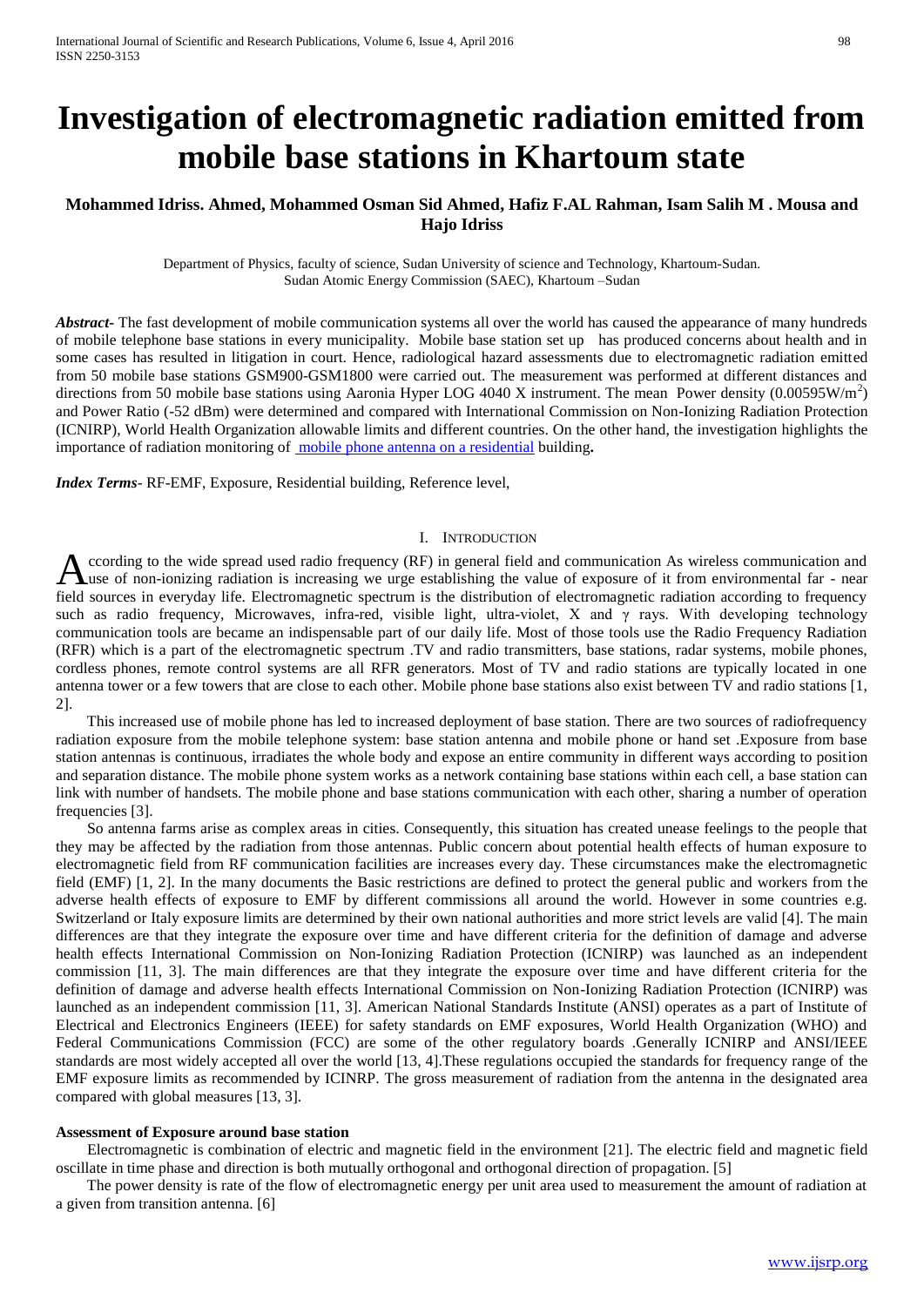# Investigation of electromagnetic radiation emitted from mobile base stations in Khartoum state

**Mohammed Idriss. Ahmed, Mohammed Osman Sid Ahmed, Hafiz F.AL Rahman, Isam Salih M . Mousa and Hajo Idriss**

Department of Physics, faculty of science, Sudan University of science and Technology, Khartoum-Sudan.
Sudan Atomic Energy Commission (SAEC), Khartoum –Sudan

***Abstract-*** The fast development of mobile communication systems all over the world has caused the appearance of many hundreds of mobile telephone base stations in every municipality. Mobile base station set up has produced concerns about health and in some cases has resulted in litigation in court. Hence, radiological hazard assessments due to electromagnetic radiation emitted from 50 mobile base stations GSM900-GSM1800 were carried out. The measurement was performed at different distances and directions from 50 mobile base stations using Aaronia Hyper LOG 4040 X instrument. The mean Power density ($0.00595 W/m^2$) and Power Ratio (-52 dBm) were determined and compared with International Commission on Non-Ionizing Radiation Protection (ICNIRP), World Health Organization allowable limits and different countries. On the other hand, the investigation highlights the importance of radiation monitoring of mobile phone antenna on a residential building**.**

***Index Terms-*** RF-EMF, Exposure, Residential building, Reference level,

## I. Introduction

According to the wide spread used radio frequency (RF) in general field and communication As wireless communication and use of non-ionizing radiation is increasing we urge establishing the value of exposure of it from environmental far - near field sources in everyday life. Electromagnetic spectrum is the distribution of electromagnetic radiation according to frequency such as radio frequency, Microwaves, infra-red, visible light, ultra-violet, X and γ rays. With developing technology communication tools are became an indispensable part of our daily life. Most of those tools use the Radio Frequency Radiation (RFR) which is a part of the electromagnetic spectrum .TV and radio transmitters, base stations, radar systems, mobile phones, cordless phones, remote control systems are all RFR generators. Most of TV and radio stations are typically located in one antenna tower or a few towers that are close to each other. Mobile phone base stations also exist between TV and radio stations [1, 2].

This increased use of mobile phone has led to increased deployment of base station. There are two sources of radiofrequency radiation exposure from the mobile telephone system: base station antenna and mobile phone or hand set .Exposure from base station antennas is continuous, irradiates the whole body and expose an entire community in different ways according to position and separation distance. The mobile phone system works as a network containing base stations within each cell, a base station can link with number of handsets. The mobile phone and base stations communication with each other, sharing a number of operation frequencies [3].

So antenna farms arise as complex areas in cities. Consequently, this situation has created unease feelings to the people that they may be affected by the radiation from those antennas. Public concern about potential health effects of human exposure to electromagnetic field from RF communication facilities are increases every day. These circumstances make the electromagnetic field (EMF) [1, 2]. In the many documents the Basic restrictions are defined to protect the general public and workers from the adverse health effects of exposure to EMF by different commissions all around the world. However in some countries e.g. Switzerland or Italy exposure limits are determined by their own national authorities and more strict levels are valid [4]. The main differences are that they integrate the exposure over time and have different criteria for the definition of damage and adverse health effects International Commission on Non-Ionizing Radiation Protection (ICNIRP) was launched as an independent commission [11, 3]. The main differences are that they integrate the exposure over time and have different criteria for the definition of damage and adverse health effects International Commission on Non-Ionizing Radiation Protection (ICNIRP) was launched as an independent commission [11, 3]. American National Standards Institute (ANSI) operates as a part of Institute of Electrical and Electronics Engineers (IEEE) for safety standards on EMF exposures, World Health Organization (WHO) and Federal Communications Commission (FCC) are some of the other regulatory boards .Generally ICNIRP and ANSI/IEEE standards are most widely accepted all over the world [13, 4].These regulations occupied the standards for frequency range of the EMF exposure limits as recommended by ICINRP. The gross measurement of radiation from the antenna in the designated area compared with global measures [13, 3].

#### Assessment of Exposure around base station

Electromagnetic is combination of electric and magnetic field in the environment [21]. The electric field and magnetic field oscillate in time phase and direction is both mutually orthogonal and orthogonal direction of propagation. [5]

The power density is rate of the flow of electromagnetic energy per unit area used to measurement the amount of radiation at a given from transition antenna. [6]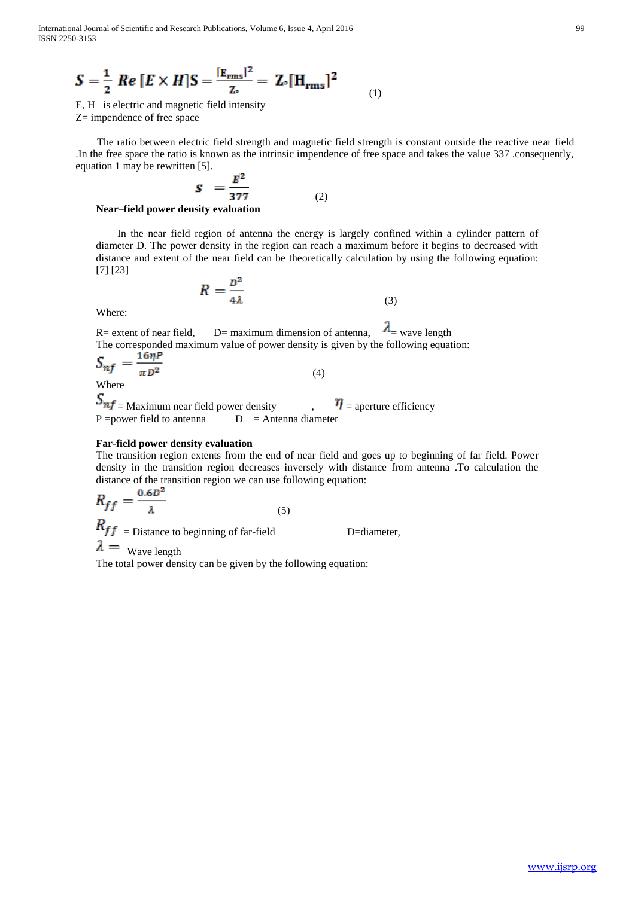$$S = \frac{1}{2}\, Re\, [E \times H] S = \frac{[E_{rms}]^2}{Z_\circ} = Z_\circ [H_{rms}]^2 \qquad (1)$$

E, H is electric and magnetic field intensity
Z= impendence of free space

The ratio between electric field strength and magnetic field strength is constant outside the reactive near field .In the free space the ratio is known as the intrinsic impendence of free space and takes the value 337 .consequently, equation 1 may be rewritten [5].

$$s = \frac{E^2}{377} \qquad (2)$$

**Near–field power density evaluation**

In the near field region of antenna the energy is largely confined within a cylinder pattern of diameter D. The power density in the region can reach a maximum before it begins to decreased with distance and extent of the near field can be theoretically calculation by using the following equation: [7] [23]

$$R = \frac{D^2}{4\lambda} \qquad (3)$$

Where:

R= extent of near field, D= maximum dimension of antenna, $\lambda$= wave length
The corresponded maximum value of power density is given by the following equation:

$$S_{nf} = \frac{16\eta P}{\pi D^2} \qquad (4)$$

Where

$S_{nf}$ = Maximum near field power density , $\eta$ = aperture efficiency
P =power field to antenna D = Antenna diameter

**Far-field power density evaluation**

The transition region extents from the end of near field and goes up to beginning of far field. Power density in the transition region decreases inversely with distance from antenna .To calculation the distance of the transition region we can use following equation:

$$R_{ff} = \frac{0.6D^2}{\lambda} \qquad (5)$$

$R_{ff}$ = Distance to beginning of far-field D=diameter,
$\lambda =$ Wave length
The total power density can be given by the following equation: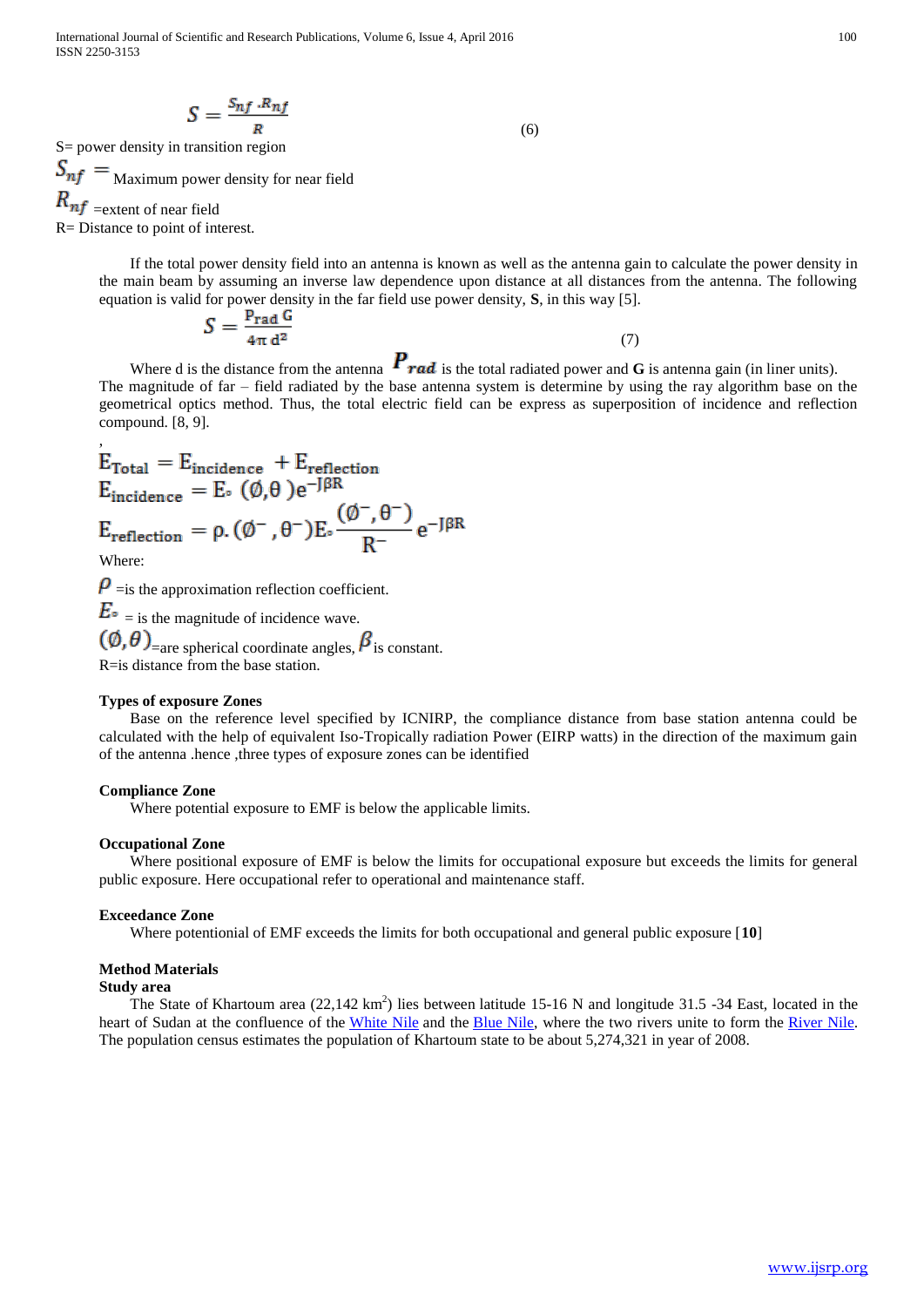$$S = \frac{S_{nf} \cdot R_{nf}}{R} \quad (6)$$

S= power density in transition region

$S_{nf}$ = Maximum power density for near field

$R_{nf}$ =extent of near field

R= Distance to point of interest.

If the total power density field into an antenna is known as well as the antenna gain to calculate the power density in the main beam by assuming an inverse law dependence upon distance at all distances from the antenna. The following equation is valid for power density in the far field use power density, **S**, in this way [5].

$$S = \frac{P_{rad}\, G}{4\pi\, d^2} \quad (7)$$

Where d is the distance from the antenna $P_{rad}$ is the total radiated power and **G** is antenna gain (in liner units). The magnitude of far – field radiated by the base antenna system is determine by using the ray algorithm base on the geometrical optics method. Thus, the total electric field can be express as superposition of incidence and reflection compound. [8, 9].

,

$$E_{Total} = E_{incidence} + E_{reflection}$$

$$E_{incidence} = E_{\circ}\ (\emptyset, \theta\ ) e^{-J\beta R}$$

$$E_{reflection} = \rho.\left(\emptyset^{-}, \theta^{-}\right) E_{\circ} \frac{\left(\emptyset^{-}, \theta^{-}\right)}{R^{-}} e^{-J\beta R}$$

Where:

$\rho$ =is the approximation reflection coefficient.

$E_{\circ}$ = is the magnitude of incidence wave.

$(\emptyset, \theta)$=are spherical coordinate angles, $\beta$ is constant.

R=is distance from the base station.

**Types of exposure Zones**

Base on the reference level specified by ICNIRP, the compliance distance from base station antenna could be calculated with the help of equivalent Iso-Tropically radiation Power (EIRP watts) in the direction of the maximum gain of the antenna .hence ,three types of exposure zones can be identified

**Compliance Zone**

Where potential exposure to EMF is below the applicable limits.

**Occupational Zone**

Where positional exposure of EMF is below the limits for occupational exposure but exceeds the limits for general public exposure. Here occupational refer to operational and maintenance staff.

**Exceedance Zone**

Where potentionial of EMF exceeds the limits for both occupational and general public exposure [**10**]

**Method Materials**

**Study area**

The State of Khartoum area (22,142 $km^2$) lies between latitude 15-16 N and longitude 31.5 -34 East, located in the heart of Sudan at the confluence of the White Nile and the Blue Nile, where the two rivers unite to form the River Nile. The population census estimates the population of Khartoum state to be about 5,274,321 in year of 2008.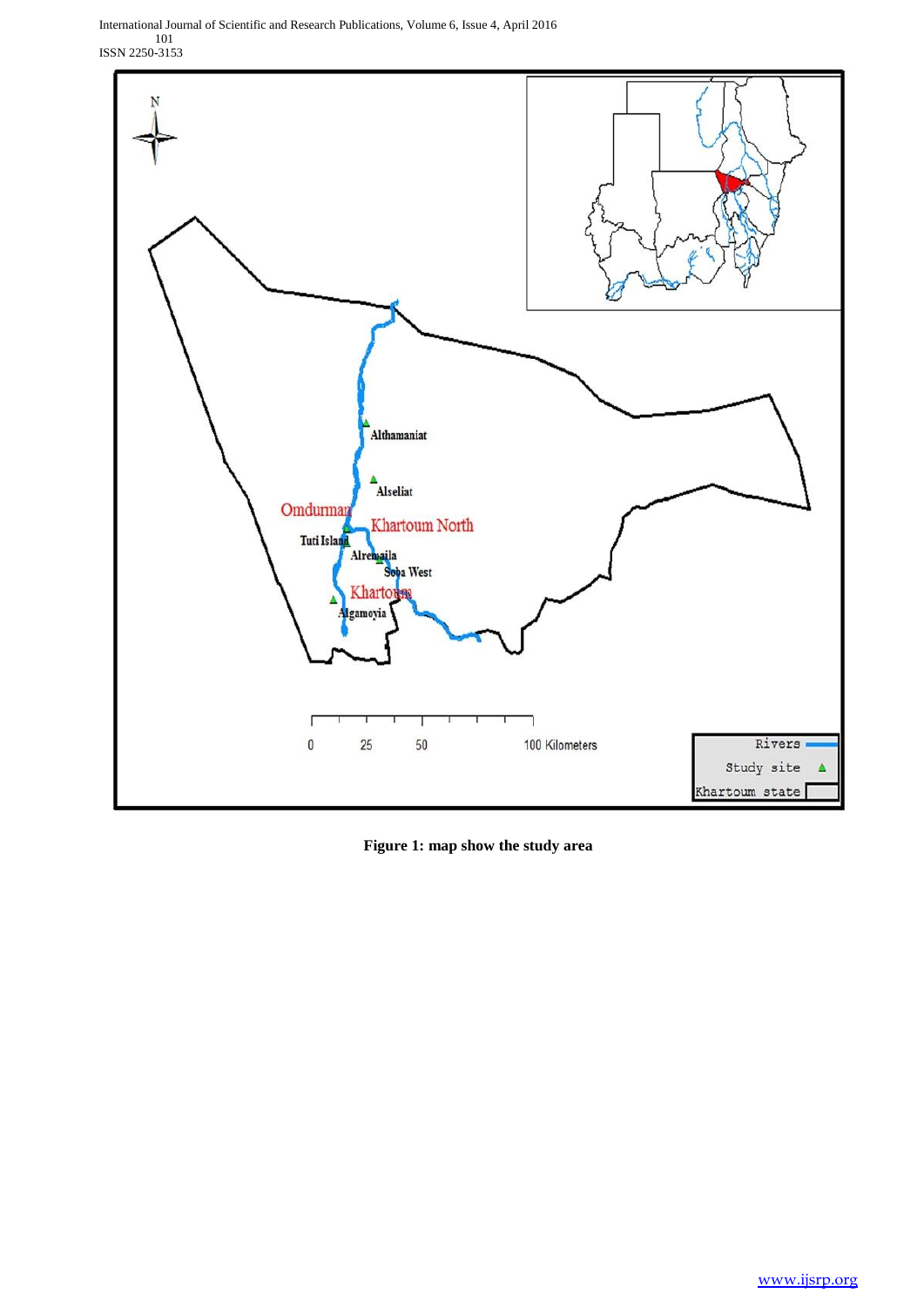**Figure 1: map show the study area**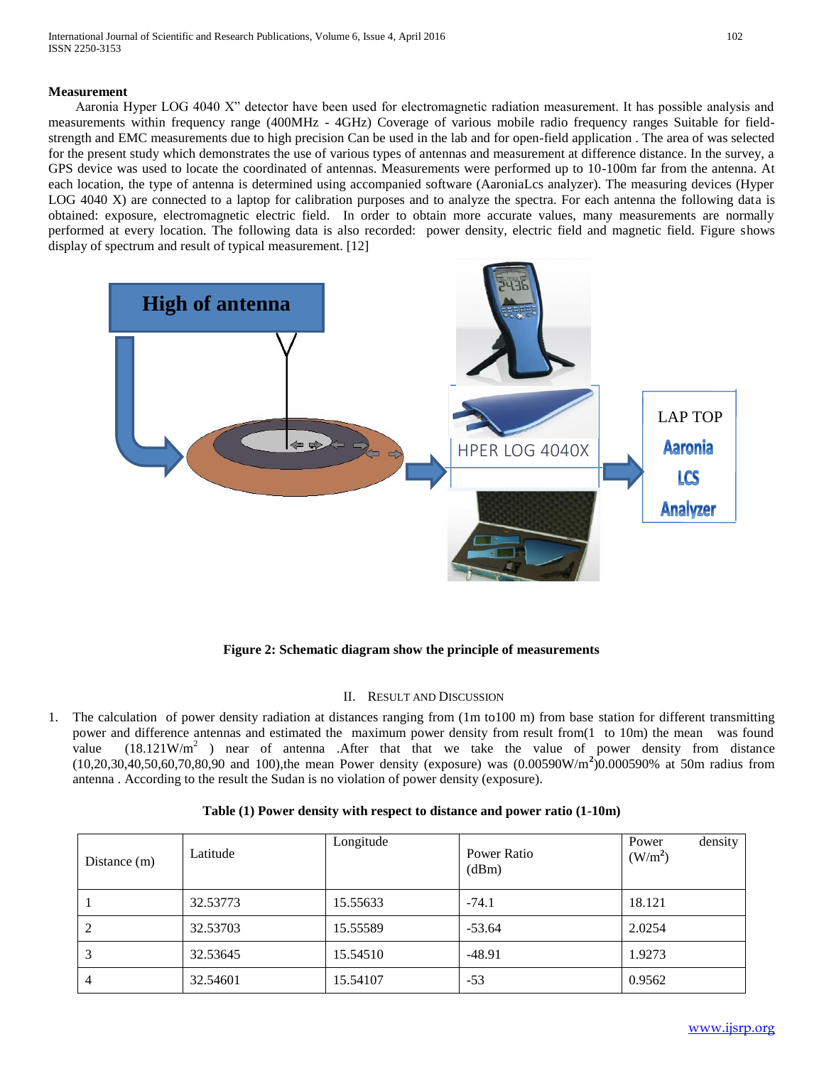**Measurement**

Aaronia Hyper LOG 4040 X" detector have been used for electromagnetic radiation measurement. It has possible analysis and measurements within frequency range (400MHz - 4GHz) Coverage of various mobile radio frequency ranges Suitable for field-strength and EMC measurements due to high precision Can be used in the lab and for open-field application . The area of was selected for the present study which demonstrates the use of various types of antennas and measurement at difference distance. In the survey, a GPS device was used to locate the coordinated of antennas. Measurements were performed up to 10-100m far from the antenna. At each location, the type of antenna is determined using accompanied software (AaroniaLcs analyzer). The measuring devices (Hyper LOG 4040 X) are connected to a laptop for calibration purposes and to analyze the spectra. For each antenna the following data is obtained: exposure, electromagnetic electric field. In order to obtain more accurate values, many measurements are normally performed at every location. The following data is also recorded: power density, electric field and magnetic field. Figure shows display of spectrum and result of typical measurement. [12]

**Figure 2: Schematic diagram show the principle of measurements**

## II. Result and Discussion

1. The calculation of power density radiation at distances ranging from (1m to100 m) from base station for different transmitting power and difference antennas and estimated the maximum power density from result from(1 to 10m) the mean was found value (18.121W/m$^2$ ) near of antenna .After that that we take the value of power density from distance (10,20,30,40,50,60,70,80,90 and 100),the mean Power density (exposure) was (0.00590W/m$^2$)0.000590% at 50m radius from antenna . According to the result the Sudan is no violation of power density (exposure).

**Table (1) Power density with respect to distance and power ratio (1-10m)**

| Distance (m) | Latitude | Longitude | Power Ratio (dBm) | Power density (W/m$^2$) |
|---|---|---|---|---|
| 1 | 32.53773 | 15.55633 | -74.1 | 18.121 |
| 2 | 32.53703 | 15.55589 | -53.64 | 2.0254 |
| 3 | 32.53645 | 15.54510 | -48.91 | 1.9273 |
| 4 | 32.54601 | 15.54107 | -53 | 0.9562 |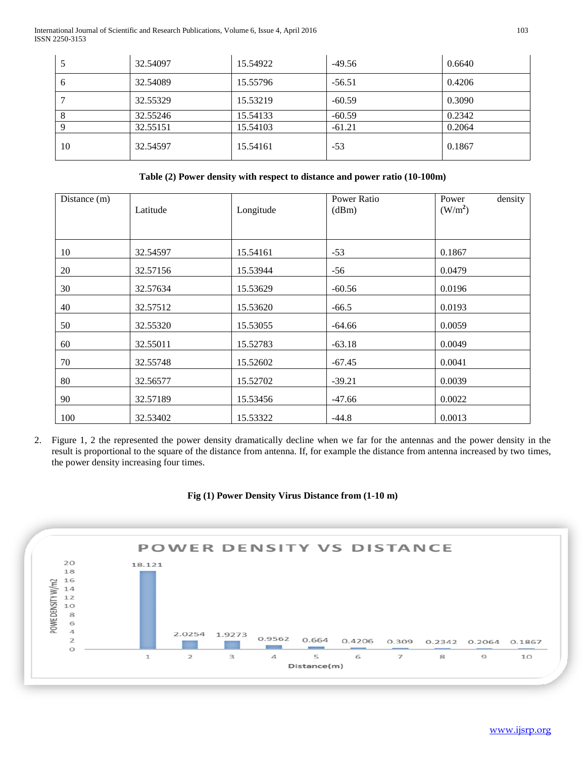| 5 | 32.54097 | 15.54922 | -49.56 | 0.6640 |
|---|---|---|---|---|
| 6 | 32.54089 | 15.55796 | -56.51 | 0.4206 |
| 7 | 32.55329 | 15.53219 | -60.59 | 0.3090 |
| 8 | 32.55246 | 15.54133 | -60.59 | 0.2342 |
| 9 | 32.55151 | 15.54103 | -61.21 | 0.2064 |
| 10 | 32.54597 | 15.54161 | -53 | 0.1867 |

**Table (2) Power density with respect to distance and power ratio (10-100m)**

| Distance (m) | Latitude | Longitude | Power Ratio (dBm) | Power density ($W/m^2$) |
|---|---|---|---|---|
| 10 | 32.54597 | 15.54161 | -53 | 0.1867 |
| 20 | 32.57156 | 15.53944 | -56 | 0.0479 |
| 30 | 32.57634 | 15.53629 | -60.56 | 0.0196 |
| 40 | 32.57512 | 15.53620 | -66.5 | 0.0193 |
| 50 | 32.55320 | 15.53055 | -64.66 | 0.0059 |
| 60 | 32.55011 | 15.52783 | -63.18 | 0.0049 |
| 70 | 32.55748 | 15.52602 | -67.45 | 0.0041 |
| 80 | 32.56577 | 15.52702 | -39.21 | 0.0039 |
| 90 | 32.57189 | 15.53456 | -47.66 | 0.0022 |
| 100 | 32.53402 | 15.53322 | -44.8 | 0.0013 |

2. Figure 1, 2 the represented the power density dramatically decline when we far for the antennas and the power density in the result is proportional to the square of the distance from antenna. If, for example the distance from antenna increased by two times, the power density increasing four times.

**Fig (1) Power Density Virus Distance from (1-10 m)**

POWER DENSITY VS DISTANCE

| Distance(m) | 1 | 2 | 3 | 4 | 5 | 6 | 7 | 8 | 9 | 10 |
|---|---|---|---|---|---|---|---|---|---|---|
| POWE DENSITY W/m2 | 18.121 | 2.0254 | 1.9273 | 0.9562 | 0.664 | 0.4206 | 0.309 | 0.2342 | 0.2064 | 0.1867 |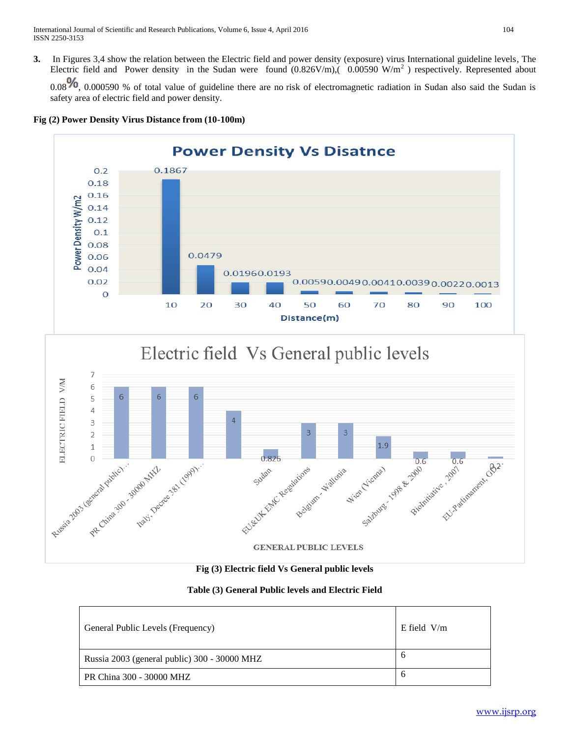3. In Figures 3,4 show the relation between the Electric field and power density (exposure) virus International guideline levels, The Electric field and Power density in the Sudan were found (0.826V/m),( 0.00590 W/m$^2$ ) respectively. Represented about 0.08%, 0.000590 % of total value of guideline there are no risk of electromagnetic radiation in Sudan also said the Sudan is safety area of electric field and power density.

**Fig (2) Power Density Virus Distance from (10-100m)**

**Fig (3) Electric field Vs General public levels**

**Table (3) General Public levels and Electric Field**

| General Public Levels (Frequency) | E field V/m |
|---|---|
| Russia 2003 (general public) 300 - 30000 MHZ | 6 |
| PR China 300 - 30000 MHZ | 6 |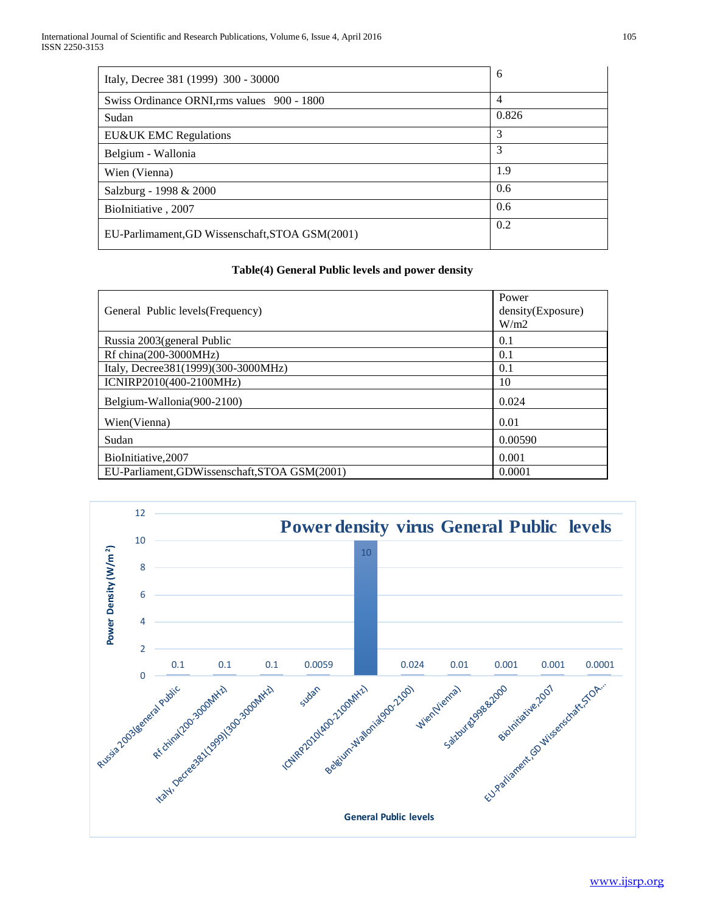| | |
|---|---|
| Italy, Decree 381 (1999) 300 - 30000 | 6 |
| Swiss Ordinance ORNI,rms values 900 - 1800 | 4 |
| Sudan | 0.826 |
| EU&UK EMC Regulations | 3 |
| Belgium - Wallonia | 3 |
| Wien (Vienna) | 1.9 |
| Salzburg - 1998 & 2000 | 0.6 |
| BioInitiative , 2007 | 0.6 |
| EU-Parlimament,GD Wissenschaft,STOA GSM(2001) | 0.2 |

**Table(4) General Public levels and power density**

| General Public levels(Frequency) | Power density(Exposure) W/m2 |
|---|---|
| Russia 2003(general Public | 0.1 |
| Rf china(200-3000MHz) | 0.1 |
| Italy, Decree381(1999)(300-3000MHz) | 0.1 |
| ICNIRP2010(400-2100MHz) | 10 |
| Belgium-Wallonia(900-2100) | 0.024 |
| Wien(Vienna) | 0.01 |
| Sudan | 0.00590 |
| BioInitiative,2007 | 0.001 |
| EU-Parliament,GDWissenschaft,STOA GSM(2001) | 0.0001 |

**Power density virus General Public levels**

| General Public levels | Power Density ($W/m^2$) |
|---|---|
| Russia 2003(general Public | 0.1 |
| Rf china(200-3000MHz) | 0.1 |
| Italy, Decree381(1999)(300-3000MHz) | 0.1 |
| sudan | 0.0059 |
| ICNIRP2010(400-2100MHz) | 10 |
| Belgium-Wallonia(900-2100) | 0.024 |
| Wien(Vienna) | 0.01 |
| Salzburg1998&2000 | 0.001 |
| BioInitiative,2007 | 0.001 |
| EU-Parliament,GD Wissenschaft,STOA... | 0.0001 |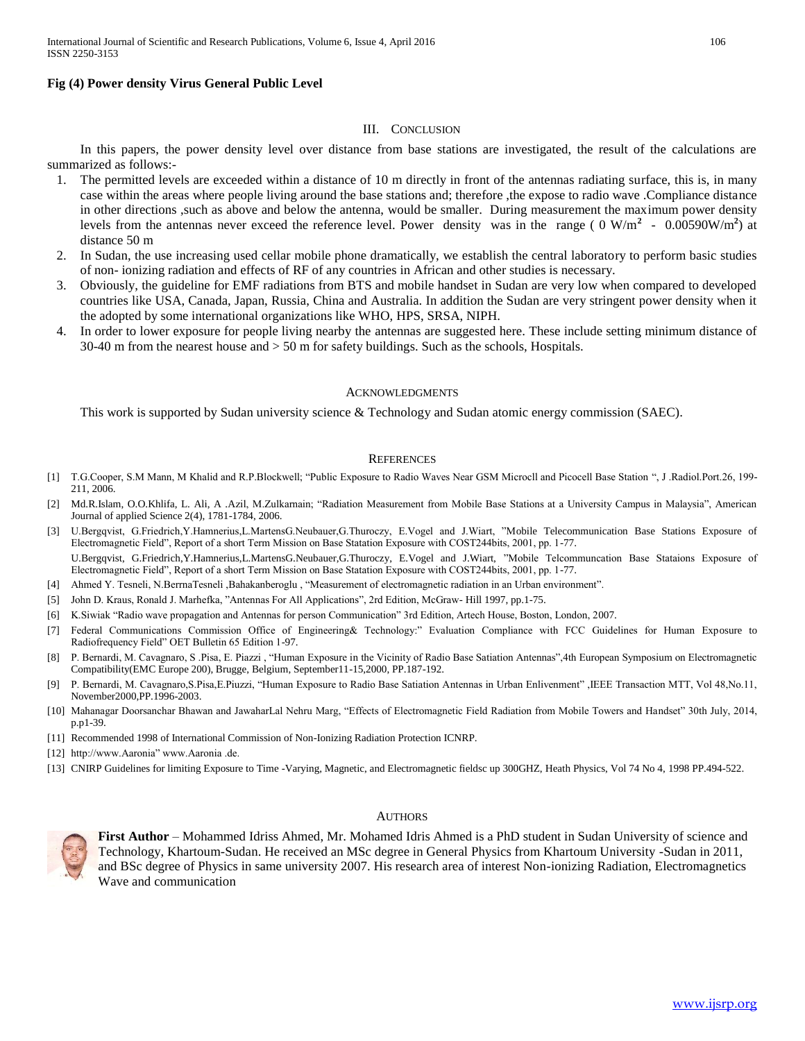**Fig (4) Power density Virus General Public Level**

## III. Conclusion

In this papers, the power density level over distance from base stations are investigated, the result of the calculations are summarized as follows:-

1. The permitted levels are exceeded within a distance of 10 m directly in front of the antennas radiating surface, this is, in many case within the areas where people living around the base stations and; therefore ,the expose to radio wave .Compliance distance in other directions ,such as above and below the antenna, would be smaller. During measurement the maximum power density levels from the antennas never exceed the reference level. Power density was in the range ( 0 $W/m^2$ - 0.00590$W/m^2$) at distance 50 m
2. In Sudan, the use increasing used cellar mobile phone dramatically, we establish the central laboratory to perform basic studies of non- ionizing radiation and effects of RF of any countries in African and other studies is necessary.
3. Obviously, the guideline for EMF radiations from BTS and mobile handset in Sudan are very low when compared to developed countries like USA, Canada, Japan, Russia, China and Australia. In addition the Sudan are very stringent power density when it the adopted by some international organizations like WHO, HPS, SRSA, NIPH.
4. In order to lower exposure for people living nearby the antennas are suggested here. These include setting minimum distance of 30-40 m from the nearest house and > 50 m for safety buildings. Such as the schools, Hospitals.

## Acknowledgments

This work is supported by Sudan university science & Technology and Sudan atomic energy commission (SAEC).

## References

[1] T.G.Cooper, S.M Mann, M Khalid and R.P.Blockwell; "Public Exposure to Radio Waves Near GSM Microcll and Picocell Base Station ", J .Radiol.Port.26, 199-211, 2006.

[2] Md.R.Islam, O.O.Khlifa, L. Ali, A .Azil, M.Zulkarnain; "Radiation Measurement from Mobile Base Stations at a University Campus in Malaysia", American Journal of applied Science 2(4), 1781-1784, 2006.

[3] U.Bergqvist, G.Friedrich,Y.Hamnerius,L.MartensG.Neubauer,G.Thuroczy, E.Vogel and J.Wiart, "Mobile Telecommunication Base Stations Exposure of Electromagnetic Field", Report of a short Term Mission on Base Statation Exposure with COST244bits, 2001, pp. 1-77.
U.Bergqvist, G.Friedrich,Y.Hamnerius,L.MartensG.Neubauer,G.Thuroczy, E.Vogel and J.Wiart, "Mobile Telcommuncation Base Stataions Exposure of Electromagnetic Field", Report of a short Term Mission on Base Statation Exposure with COST244bits, 2001, pp. 1-77.

[4] Ahmed Y. Tesneli, N.BerrnaTesneli ,Bahakanberoglu , "Measurement of electromagnetic radiation in an Urban environment".

[5] John D. Kraus, Ronald J. Marhefka, "Antennas For All Applications", 2rd Edition, McGraw- Hill 1997, pp.1-75.

[6] K.Siwiak "Radio wave propagation and Antennas for person Communication" 3rd Edition, Artech House, Boston, London, 2007.

[7] Federal Communications Commission Office of Engineering& Technology:" Evaluation Compliance with FCC Guidelines for Human Exposure to Radiofrequency Field" OET Bulletin 65 Edition 1-97.

[8] P. Bernardi, M. Cavagnaro, S .Pisa, E. Piazzi , "Human Exposure in the Vicinity of Radio Base Satiation Antennas",4th European Symposium on Electromagnetic Compatibility(EMC Europe 200), Brugge, Belgium, September11-15,2000, PP.187-192.

[9] P. Bernardi, M. Cavagnaro,S.Pisa,E.Piuzzi, "Human Exposure to Radio Base Satiation Antennas in Urban Enlivenment" ,IEEE Transaction MTT, Vol 48,No.11, November2000,PP.1996-2003.

[10] Mahanagar Doorsanchar Bhawan and JawaharLal Nehru Marg, "Effects of Electromagnetic Field Radiation from Mobile Towers and Handset" 30th July, 2014, p.p1-39.

[11] Recommended 1998 of International Commission of Non-Ionizing Radiation Protection ICNRP.

[12] http://www.Aaronia" www.Aaronia .de.

[13] CNIRP Guidelines for limiting Exposure to Time -Varying, Magnetic, and Electromagnetic fieldsc up 300GHZ, Heath Physics, Vol 74 No 4, 1998 PP.494-522.

## Authors

**First Author** – Mohammed Idriss Ahmed, Mr. Mohamed Idris Ahmed is a PhD student in Sudan University of science and Technology, Khartoum-Sudan. He received an MSc degree in General Physics from Khartoum University -Sudan in 2011, and BSc degree of Physics in same university 2007. His research area of interest Non-ionizing Radiation, Electromagnetics Wave and communication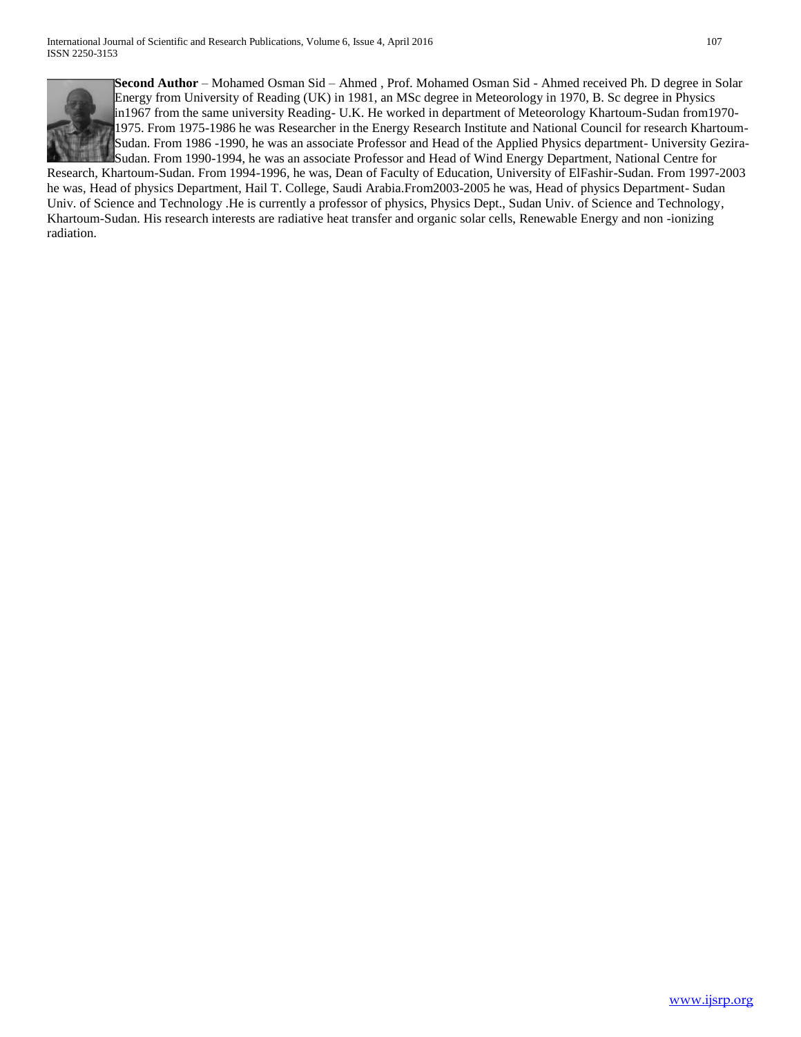**Second Author** – Mohamed Osman Sid – Ahmed , Prof. Mohamed Osman Sid - Ahmed received Ph. D degree in Solar Energy from University of Reading (UK) in 1981, an MSc degree in Meteorology in 1970, B. Sc degree in Physics in1967 from the same university Reading- U.K. He worked in department of Meteorology Khartoum-Sudan from1970-1975. From 1975-1986 he was Researcher in the Energy Research Institute and National Council for research Khartoum-Sudan. From 1986 -1990, he was an associate Professor and Head of the Applied Physics department- University Gezira-Sudan. From 1990-1994, he was an associate Professor and Head of Wind Energy Department, National Centre for Research, Khartoum-Sudan. From 1994-1996, he was, Dean of Faculty of Education, University of ElFashir-Sudan. From 1997-2003 he was, Head of physics Department, Hail T. College, Saudi Arabia.From2003-2005 he was, Head of physics Department- Sudan Univ. of Science and Technology .He is currently a professor of physics, Physics Dept., Sudan Univ. of Science and Technology, Khartoum-Sudan. His research interests are radiative heat transfer and organic solar cells, Renewable Energy and non -ionizing radiation.